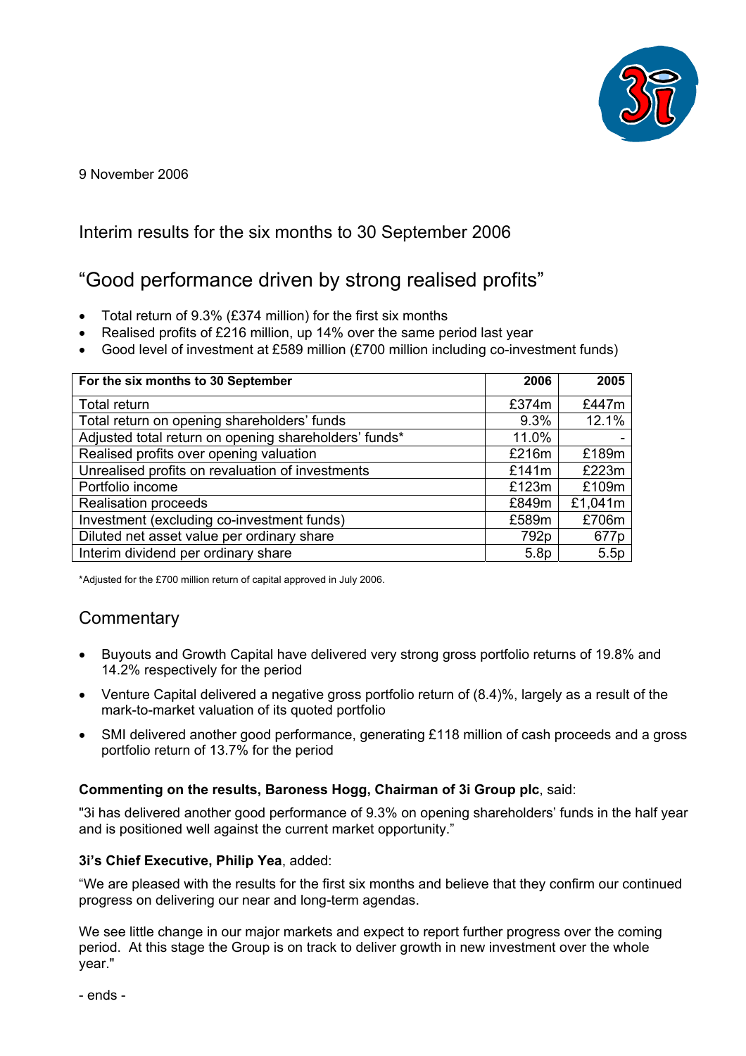9 November 2006

## Interim results for the six months to 30 September 2006

## "Good performance driven by strong realised profits"

- Total return of 9.3% (£374 million) for the first six months
- Realised profits of £216 million, up 14% over the same period last year
- Good level of investment at £589 million (£700 million including co-investment funds)

| For the six months to 30 September | 2006 | 2005 |
|---|---|---|
| Total return | £374m | £447m |
| Total return on opening shareholders' funds | 9.3% | 12.1% |
| Adjusted total return on opening shareholders' funds* | 11.0% | - |
| Realised profits over opening valuation | £216m | £189m |
| Unrealised profits on revaluation of investments | £141m | £223m |
| Portfolio income | £123m | £109m |
| Realisation proceeds | £849m | £1,041m |
| Investment (excluding co-investment funds) | £589m | £706m |
| Diluted net asset value per ordinary share | 792p | 677p |
| Interim dividend per ordinary share | 5.8p | 5.5p |

*Adjusted for the £700 million return of capital approved in July 2006.

## Commentary

- Buyouts and Growth Capital have delivered very strong gross portfolio returns of 19.8% and 14.2% respectively for the period
- Venture Capital delivered a negative gross portfolio return of (8.4)%, largely as a result of the mark-to-market valuation of its quoted portfolio
- SMI delivered another good performance, generating £118 million of cash proceeds and a gross portfolio return of 13.7% for the period

**Commenting on the results, Baroness Hogg, Chairman of 3i Group plc**, said:

"3i has delivered another good performance of 9.3% on opening shareholders' funds in the half year and is positioned well against the current market opportunity."

**3i's Chief Executive, Philip Yea**, added:

"We are pleased with the results for the first six months and believe that they confirm our continued progress on delivering our near and long-term agendas.

We see little change in our major markets and expect to report further progress over the coming period. At this stage the Group is on track to deliver growth in new investment over the whole year."

- ends -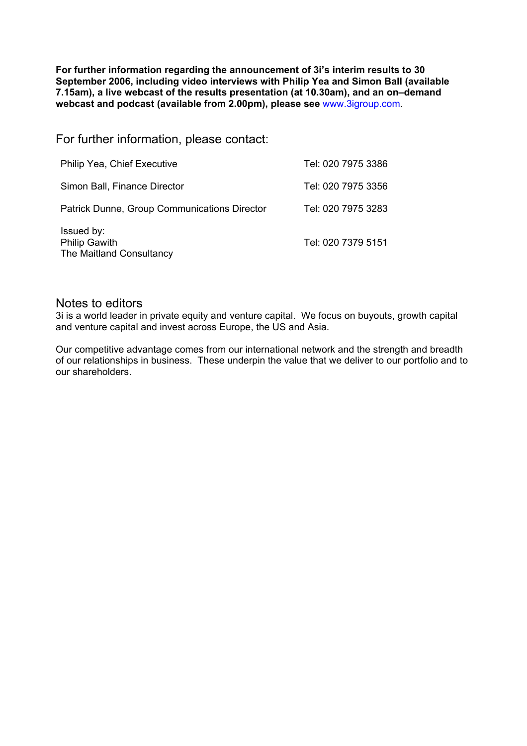**For further information regarding the announcement of 3i's interim results to 30 September 2006, including video interviews with Philip Yea and Simon Ball (available 7.15am), a live webcast of the results presentation (at 10.30am), and an on–demand webcast and podcast (available from 2.00pm), please see** www.3igroup.com.

## For further information, please contact:

| | |
|---|---|
| Philip Yea, Chief Executive | Tel: 020 7975 3386 |
| Simon Ball, Finance Director | Tel: 020 7975 3356 |
| Patrick Dunne, Group Communications Director | Tel: 020 7975 3283 |
| Issued by:<br>Philip Gawith<br>The Maitland Consultancy | Tel: 020 7379 5151 |

## Notes to editors

3i is a world leader in private equity and venture capital. We focus on buyouts, growth capital and venture capital and invest across Europe, the US and Asia.

Our competitive advantage comes from our international network and the strength and breadth of our relationships in business. These underpin the value that we deliver to our portfolio and to our shareholders.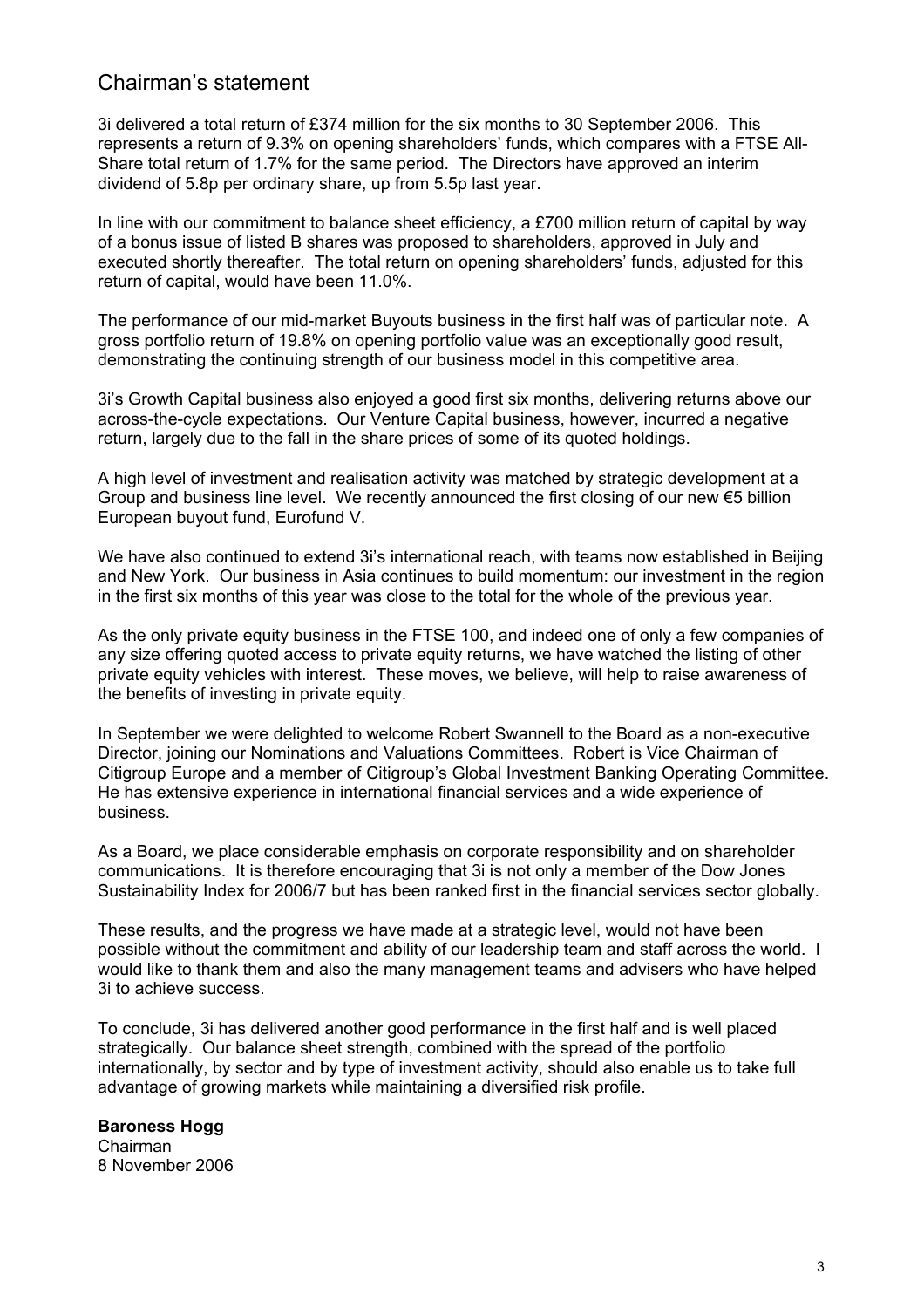# Chairman's statement

3i delivered a total return of £374 million for the six months to 30 September 2006. This represents a return of 9.3% on opening shareholders' funds, which compares with a FTSE All-Share total return of 1.7% for the same period. The Directors have approved an interim dividend of 5.8p per ordinary share, up from 5.5p last year.

In line with our commitment to balance sheet efficiency, a £700 million return of capital by way of a bonus issue of listed B shares was proposed to shareholders, approved in July and executed shortly thereafter. The total return on opening shareholders' funds, adjusted for this return of capital, would have been 11.0%.

The performance of our mid-market Buyouts business in the first half was of particular note. A gross portfolio return of 19.8% on opening portfolio value was an exceptionally good result, demonstrating the continuing strength of our business model in this competitive area.

3i's Growth Capital business also enjoyed a good first six months, delivering returns above our across-the-cycle expectations. Our Venture Capital business, however, incurred a negative return, largely due to the fall in the share prices of some of its quoted holdings.

A high level of investment and realisation activity was matched by strategic development at a Group and business line level. We recently announced the first closing of our new €5 billion European buyout fund, Eurofund V.

We have also continued to extend 3i's international reach, with teams now established in Beijing and New York. Our business in Asia continues to build momentum: our investment in the region in the first six months of this year was close to the total for the whole of the previous year.

As the only private equity business in the FTSE 100, and indeed one of only a few companies of any size offering quoted access to private equity returns, we have watched the listing of other private equity vehicles with interest. These moves, we believe, will help to raise awareness of the benefits of investing in private equity.

In September we were delighted to welcome Robert Swannell to the Board as a non-executive Director, joining our Nominations and Valuations Committees. Robert is Vice Chairman of Citigroup Europe and a member of Citigroup's Global Investment Banking Operating Committee. He has extensive experience in international financial services and a wide experience of business.

As a Board, we place considerable emphasis on corporate responsibility and on shareholder communications. It is therefore encouraging that 3i is not only a member of the Dow Jones Sustainability Index for 2006/7 but has been ranked first in the financial services sector globally.

These results, and the progress we have made at a strategic level, would not have been possible without the commitment and ability of our leadership team and staff across the world. I would like to thank them and also the many management teams and advisers who have helped 3i to achieve success.

To conclude, 3i has delivered another good performance in the first half and is well placed strategically. Our balance sheet strength, combined with the spread of the portfolio internationally, by sector and by type of investment activity, should also enable us to take full advantage of growing markets while maintaining a diversified risk profile.

**Baroness Hogg**
Chairman
8 November 2006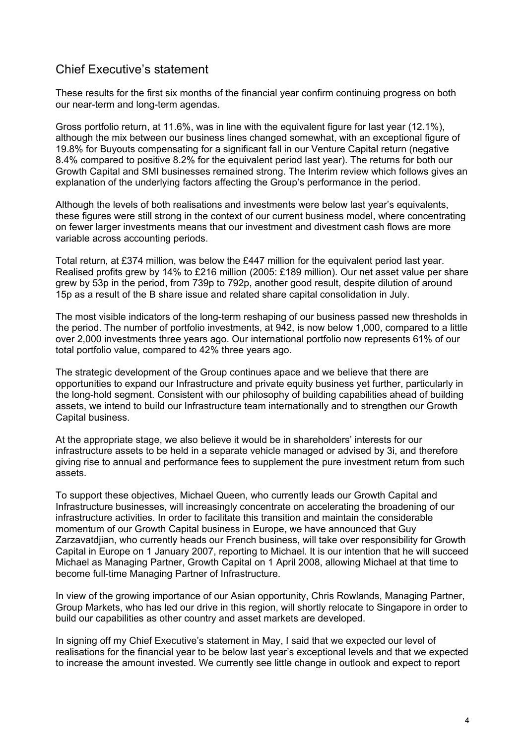## Chief Executive's statement

These results for the first six months of the financial year confirm continuing progress on both our near-term and long-term agendas.

Gross portfolio return, at 11.6%, was in line with the equivalent figure for last year (12.1%), although the mix between our business lines changed somewhat, with an exceptional figure of 19.8% for Buyouts compensating for a significant fall in our Venture Capital return (negative 8.4% compared to positive 8.2% for the equivalent period last year). The returns for both our Growth Capital and SMI businesses remained strong. The Interim review which follows gives an explanation of the underlying factors affecting the Group's performance in the period.

Although the levels of both realisations and investments were below last year's equivalents, these figures were still strong in the context of our current business model, where concentrating on fewer larger investments means that our investment and divestment cash flows are more variable across accounting periods.

Total return, at £374 million, was below the £447 million for the equivalent period last year. Realised profits grew by 14% to £216 million (2005: £189 million). Our net asset value per share grew by 53p in the period, from 739p to 792p, another good result, despite dilution of around 15p as a result of the B share issue and related share capital consolidation in July.

The most visible indicators of the long-term reshaping of our business passed new thresholds in the period. The number of portfolio investments, at 942, is now below 1,000, compared to a little over 2,000 investments three years ago. Our international portfolio now represents 61% of our total portfolio value, compared to 42% three years ago.

The strategic development of the Group continues apace and we believe that there are opportunities to expand our Infrastructure and private equity business yet further, particularly in the long-hold segment. Consistent with our philosophy of building capabilities ahead of building assets, we intend to build our Infrastructure team internationally and to strengthen our Growth Capital business.

At the appropriate stage, we also believe it would be in shareholders' interests for our infrastructure assets to be held in a separate vehicle managed or advised by 3i, and therefore giving rise to annual and performance fees to supplement the pure investment return from such assets.

To support these objectives, Michael Queen, who currently leads our Growth Capital and Infrastructure businesses, will increasingly concentrate on accelerating the broadening of our infrastructure activities. In order to facilitate this transition and maintain the considerable momentum of our Growth Capital business in Europe, we have announced that Guy Zarzavatdjian, who currently heads our French business, will take over responsibility for Growth Capital in Europe on 1 January 2007, reporting to Michael. It is our intention that he will succeed Michael as Managing Partner, Growth Capital on 1 April 2008, allowing Michael at that time to become full-time Managing Partner of Infrastructure.

In view of the growing importance of our Asian opportunity, Chris Rowlands, Managing Partner, Group Markets, who has led our drive in this region, will shortly relocate to Singapore in order to build our capabilities as other country and asset markets are developed.

In signing off my Chief Executive's statement in May, I said that we expected our level of realisations for the financial year to be below last year's exceptional levels and that we expected to increase the amount invested. We currently see little change in outlook and expect to report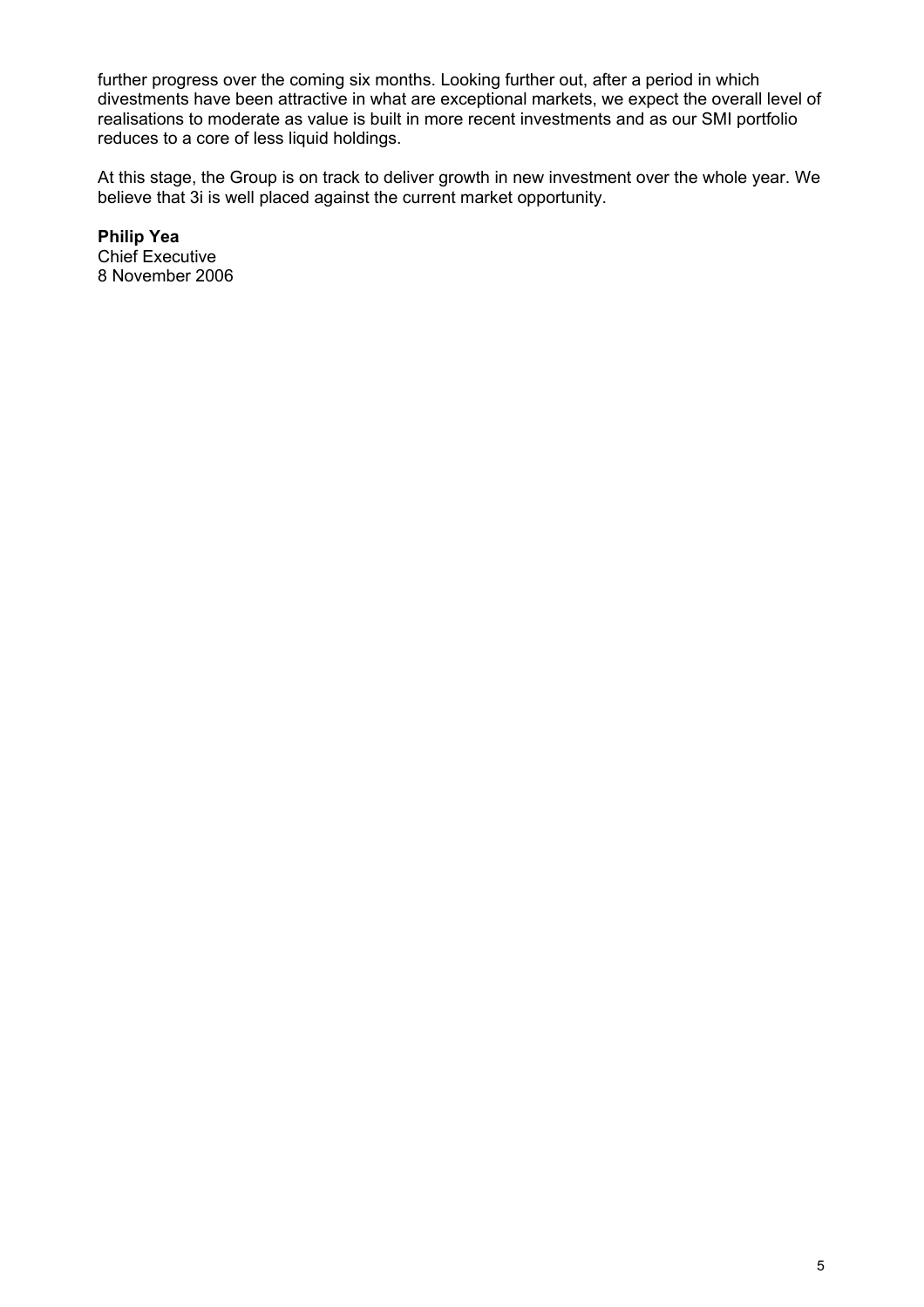further progress over the coming six months. Looking further out, after a period in which divestments have been attractive in what are exceptional markets, we expect the overall level of realisations to moderate as value is built in more recent investments and as our SMI portfolio reduces to a core of less liquid holdings.

At this stage, the Group is on track to deliver growth in new investment over the whole year. We believe that 3i is well placed against the current market opportunity.

**Philip Yea**
Chief Executive
8 November 2006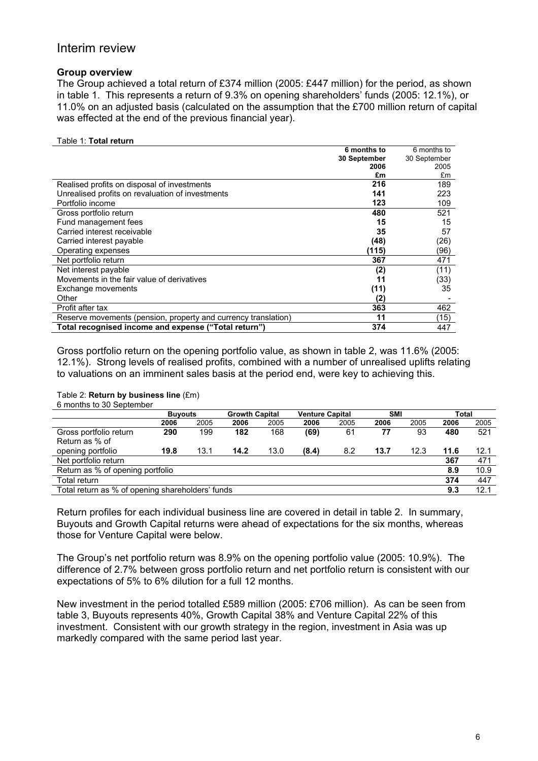# Interim review

### Group overview

The Group achieved a total return of £374 million (2005: £447 million) for the period, as shown in table 1. This represents a return of 9.3% on opening shareholders' funds (2005: 12.1%), or 11.0% on an adjusted basis (calculated on the assumption that the £700 million return of capital was effected at the end of the previous financial year).

Table 1: **Total return**

| | **6 months to 30 September 2006 £m** | 6 months to 30 September 2005 £m |
|---|---|---|
| Realised profits on disposal of investments | **216** | 189 |
| Unrealised profits on revaluation of investments | **141** | 223 |
| Portfolio income | **123** | 109 |
| Gross portfolio return | **480** | 521 |
| Fund management fees | **15** | 15 |
| Carried interest receivable | **35** | 57 |
| Carried interest payable | **(48)** | (26) |
| Operating expenses | **(115)** | (96) |
| Net portfolio return | **367** | 471 |
| Net interest payable | **(2)** | (11) |
| Movements in the fair value of derivatives | **11** | (33) |
| Exchange movements | **(11)** | 35 |
| Other | **(2)** | - |
| Profit after tax | **363** | 462 |
| Reserve movements (pension, property and currency translation) | **11** | (15) |
| **Total recognised income and expense ("Total return")** | **374** | 447 |

Gross portfolio return on the opening portfolio value, as shown in table 2, was 11.6% (2005: 12.1%). Strong levels of realised profits, combined with a number of unrealised uplifts relating to valuations on an imminent sales basis at the period end, were key to achieving this.

Table 2: **Return by business line** (£m)
6 months to 30 September

| | **Buyouts** | | **Growth Capital** | | **Venture Capital** | | **SMI** | | **Total** | |
|---|---|---|---|---|---|---|---|---|---|---|
| | **2006** | 2005 | **2006** | 2005 | **2006** | 2005 | **2006** | 2005 | **2006** | 2005 |
| Gross portfolio return | **290** | 199 | **182** | 168 | **(69)** | 61 | **77** | 93 | **480** | 521 |
| Return as % of opening portfolio | **19.8** | 13.1 | **14.2** | 13.0 | **(8.4)** | 8.2 | **13.7** | 12.3 | **11.6** | 12.1 |
| Net portfolio return | | | | | | | | | **367** | 471 |
| Return as % of opening portfolio | | | | | | | | | **8.9** | 10.9 |
| Total return | | | | | | | | | **374** | 447 |
| Total return as % of opening shareholders' funds | | | | | | | | | **9.3** | 12.1 |

Return profiles for each individual business line are covered in detail in table 2. In summary, Buyouts and Growth Capital returns were ahead of expectations for the six months, whereas those for Venture Capital were below.

The Group's net portfolio return was 8.9% on the opening portfolio value (2005: 10.9%). The difference of 2.7% between gross portfolio return and net portfolio return is consistent with our expectations of 5% to 6% dilution for a full 12 months.

New investment in the period totalled £589 million (2005: £706 million). As can be seen from table 3, Buyouts represents 40%, Growth Capital 38% and Venture Capital 22% of this investment. Consistent with our growth strategy in the region, investment in Asia was up markedly compared with the same period last year.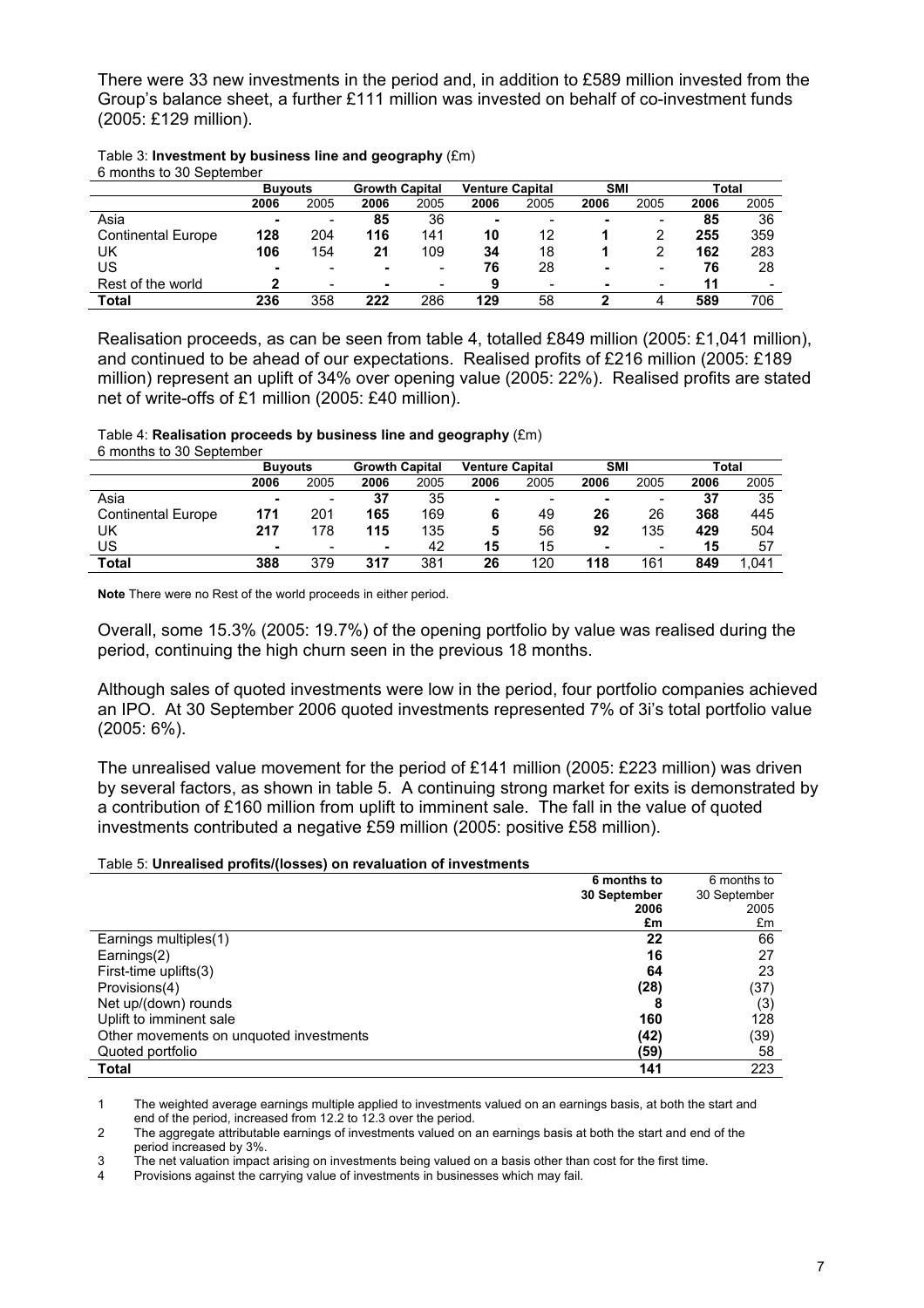There were 33 new investments in the period and, in addition to £589 million invested from the Group's balance sheet, a further £111 million was invested on behalf of co-investment funds (2005: £129 million).

Table 3: **Investment by business line and geography** (£m)
6 months to 30 September

| | Buyouts | | Growth Capital | | Venture Capital | | SMI | | Total | |
|---|---|---|---|---|---|---|---|---|---|---|
| | **2006** | 2005 | **2006** | 2005 | **2006** | 2005 | **2006** | 2005 | **2006** | 2005 |
| Asia | **-** | - | **85** | 36 | **-** | - | **-** | - | **85** | 36 |
| Continental Europe | **128** | 204 | **116** | 141 | **10** | 12 | **1** | 2 | **255** | 359 |
| UK | **106** | 154 | **21** | 109 | **34** | 18 | **1** | 2 | **162** | 283 |
| US | **-** | - | **-** | - | **76** | 28 | **-** | - | **76** | 28 |
| Rest of the world | **2** | - | **-** | - | **9** | - | **-** | - | **11** | - |
| **Total** | **236** | 358 | **222** | 286 | **129** | 58 | **2** | 4 | **589** | 706 |

Realisation proceeds, as can be seen from table 4, totalled £849 million (2005: £1,041 million), and continued to be ahead of our expectations. Realised profits of £216 million (2005: £189 million) represent an uplift of 34% over opening value (2005: 22%). Realised profits are stated net of write-offs of £1 million (2005: £40 million).

Table 4: **Realisation proceeds by business line and geography** (£m)
6 months to 30 September

| | Buyouts | | Growth Capital | | Venture Capital | | SMI | | Total | |
|---|---|---|---|---|---|---|---|---|---|---|
| | **2006** | 2005 | **2006** | 2005 | **2006** | 2005 | **2006** | 2005 | **2006** | 2005 |
| Asia | **-** | - | **37** | 35 | **-** | - | **-** | - | **37** | 35 |
| Continental Europe | **171** | 201 | **165** | 169 | **6** | 49 | **26** | 26 | **368** | 445 |
| UK | **217** | 178 | **115** | 135 | **5** | 56 | **92** | 135 | **429** | 504 |
| US | **-** | - | **-** | 42 | **15** | 15 | **-** | - | **15** | 57 |
| **Total** | **388** | 379 | **317** | 381 | **26** | 120 | **118** | 161 | **849** | 1,041 |

**Note** There were no Rest of the world proceeds in either period.

Overall, some 15.3% (2005: 19.7%) of the opening portfolio by value was realised during the period, continuing the high churn seen in the previous 18 months.

Although sales of quoted investments were low in the period, four portfolio companies achieved an IPO. At 30 September 2006 quoted investments represented 7% of 3i's total portfolio value (2005: 6%).

The unrealised value movement for the period of £141 million (2005: £223 million) was driven by several factors, as shown in table 5. A continuing strong market for exits is demonstrated by a contribution of £160 million from uplift to imminent sale. The fall in the value of quoted investments contributed a negative £59 million (2005: positive £58 million).

Table 5: **Unrealised profits/(losses) on revaluation of investments**

| | **6 months to 30 September 2006 £m** | 6 months to 30 September 2005 £m |
|---|---|---|
| Earnings multiples(1) | **22** | 66 |
| Earnings(2) | **16** | 27 |
| First-time uplifts(3) | **64** | 23 |
| Provisions(4) | **(28)** | (37) |
| Net up/(down) rounds | **8** | (3) |
| Uplift to imminent sale | **160** | 128 |
| Other movements on unquoted investments | **(42)** | (39) |
| Quoted portfolio | **(59)** | 58 |
| **Total** | **141** | 223 |

1 The weighted average earnings multiple applied to investments valued on an earnings basis, at both the start and end of the period, increased from 12.2 to 12.3 over the period.

2 The aggregate attributable earnings of investments valued on an earnings basis at both the start and end of the period increased by 3%.

3 The net valuation impact arising on investments being valued on a basis other than cost for the first time.

4 Provisions against the carrying value of investments in businesses which may fail.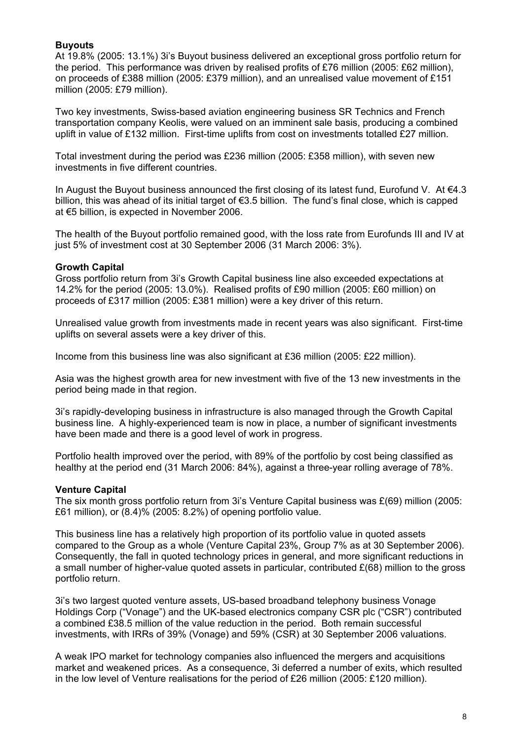**Buyouts**

At 19.8% (2005: 13.1%) 3i's Buyout business delivered an exceptional gross portfolio return for the period. This performance was driven by realised profits of £76 million (2005: £62 million), on proceeds of £388 million (2005: £379 million), and an unrealised value movement of £151 million (2005: £79 million).

Two key investments, Swiss-based aviation engineering business SR Technics and French transportation company Keolis, were valued on an imminent sale basis, producing a combined uplift in value of £132 million. First-time uplifts from cost on investments totalled £27 million.

Total investment during the period was £236 million (2005: £358 million), with seven new investments in five different countries.

In August the Buyout business announced the first closing of its latest fund, Eurofund V. At €4.3 billion, this was ahead of its initial target of €3.5 billion. The fund's final close, which is capped at €5 billion, is expected in November 2006.

The health of the Buyout portfolio remained good, with the loss rate from Eurofunds III and IV at just 5% of investment cost at 30 September 2006 (31 March 2006: 3%).

**Growth Capital**

Gross portfolio return from 3i's Growth Capital business line also exceeded expectations at 14.2% for the period (2005: 13.0%). Realised profits of £90 million (2005: £60 million) on proceeds of £317 million (2005: £381 million) were a key driver of this return.

Unrealised value growth from investments made in recent years was also significant. First-time uplifts on several assets were a key driver of this.

Income from this business line was also significant at £36 million (2005: £22 million).

Asia was the highest growth area for new investment with five of the 13 new investments in the period being made in that region.

3i's rapidly-developing business in infrastructure is also managed through the Growth Capital business line. A highly-experienced team is now in place, a number of significant investments have been made and there is a good level of work in progress.

Portfolio health improved over the period, with 89% of the portfolio by cost being classified as healthy at the period end (31 March 2006: 84%), against a three-year rolling average of 78%.

**Venture Capital**

The six month gross portfolio return from 3i's Venture Capital business was £(69) million (2005: £61 million), or (8.4)% (2005: 8.2%) of opening portfolio value.

This business line has a relatively high proportion of its portfolio value in quoted assets compared to the Group as a whole (Venture Capital 23%, Group 7% as at 30 September 2006). Consequently, the fall in quoted technology prices in general, and more significant reductions in a small number of higher-value quoted assets in particular, contributed £(68) million to the gross portfolio return.

3i's two largest quoted venture assets, US-based broadband telephony business Vonage Holdings Corp ("Vonage") and the UK-based electronics company CSR plc ("CSR") contributed a combined £38.5 million of the value reduction in the period. Both remain successful investments, with IRRs of 39% (Vonage) and 59% (CSR) at 30 September 2006 valuations.

A weak IPO market for technology companies also influenced the mergers and acquisitions market and weakened prices. As a consequence, 3i deferred a number of exits, which resulted in the low level of Venture realisations for the period of £26 million (2005: £120 million).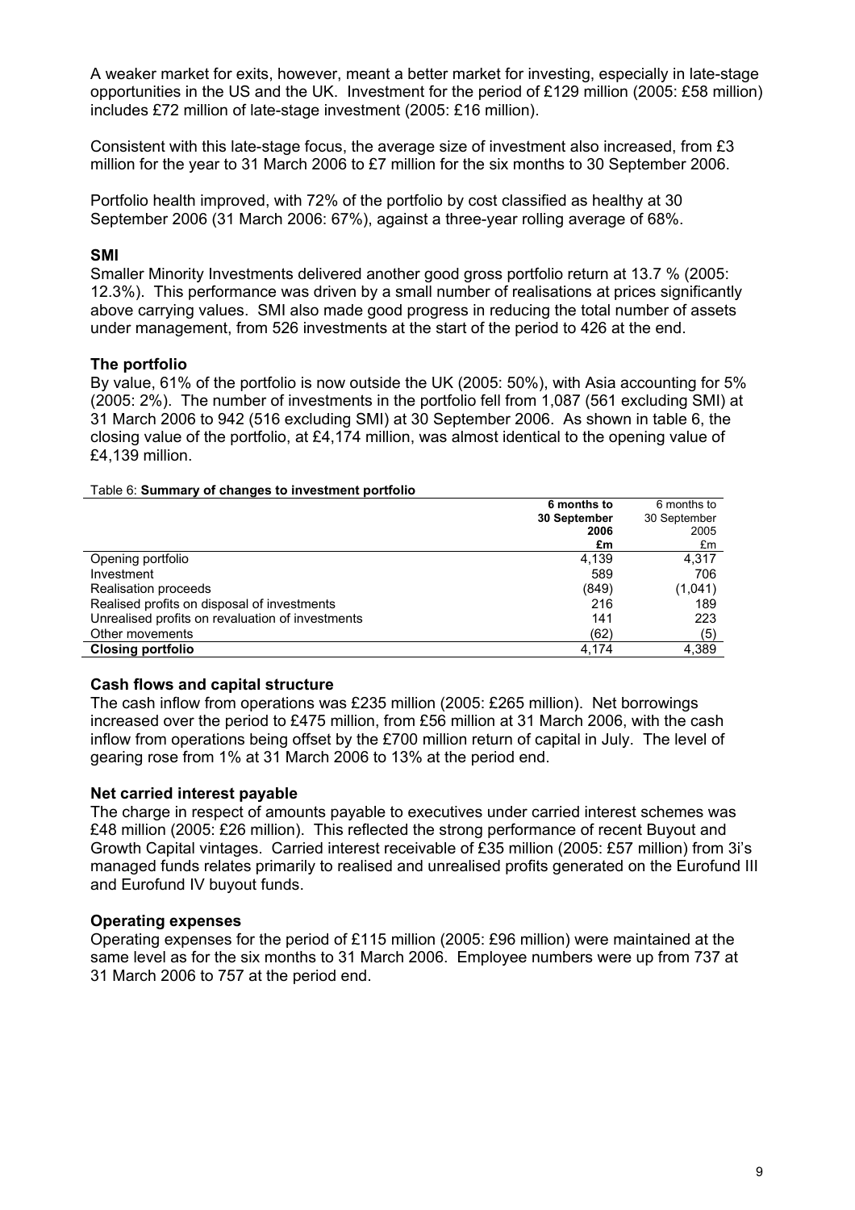A weaker market for exits, however, meant a better market for investing, especially in late-stage opportunities in the US and the UK. Investment for the period of £129 million (2005: £58 million) includes £72 million of late-stage investment (2005: £16 million).

Consistent with this late-stage focus, the average size of investment also increased, from £3 million for the year to 31 March 2006 to £7 million for the six months to 30 September 2006.

Portfolio health improved, with 72% of the portfolio by cost classified as healthy at 30 September 2006 (31 March 2006: 67%), against a three-year rolling average of 68%.

### SMI

Smaller Minority Investments delivered another good gross portfolio return at 13.7 % (2005: 12.3%). This performance was driven by a small number of realisations at prices significantly above carrying values. SMI also made good progress in reducing the total number of assets under management, from 526 investments at the start of the period to 426 at the end.

### The portfolio

By value, 61% of the portfolio is now outside the UK (2005: 50%), with Asia accounting for 5% (2005: 2%). The number of investments in the portfolio fell from 1,087 (561 excluding SMI) at 31 March 2006 to 942 (516 excluding SMI) at 30 September 2006. As shown in table 6, the closing value of the portfolio, at £4,174 million, was almost identical to the opening value of £4,139 million.

Table 6: **Summary of changes to investment portfolio**

| | **6 months to 30 September 2006 £m** | 6 months to 30 September 2005 £m |
|---|---|---|
| Opening portfolio | 4,139 | 4,317 |
| Investment | 589 | 706 |
| Realisation proceeds | (849) | (1,041) |
| Realised profits on disposal of investments | 216 | 189 |
| Unrealised profits on revaluation of investments | 141 | 223 |
| Other movements | (62) | (5) |
| **Closing portfolio** | 4,174 | 4,389 |

### Cash flows and capital structure

The cash inflow from operations was £235 million (2005: £265 million). Net borrowings increased over the period to £475 million, from £56 million at 31 March 2006, with the cash inflow from operations being offset by the £700 million return of capital in July. The level of gearing rose from 1% at 31 March 2006 to 13% at the period end.

### Net carried interest payable

The charge in respect of amounts payable to executives under carried interest schemes was £48 million (2005: £26 million). This reflected the strong performance of recent Buyout and Growth Capital vintages. Carried interest receivable of £35 million (2005: £57 million) from 3i's managed funds relates primarily to realised and unrealised profits generated on the Eurofund III and Eurofund IV buyout funds.

### Operating expenses

Operating expenses for the period of £115 million (2005: £96 million) were maintained at the same level as for the six months to 31 March 2006. Employee numbers were up from 737 at 31 March 2006 to 757 at the period end.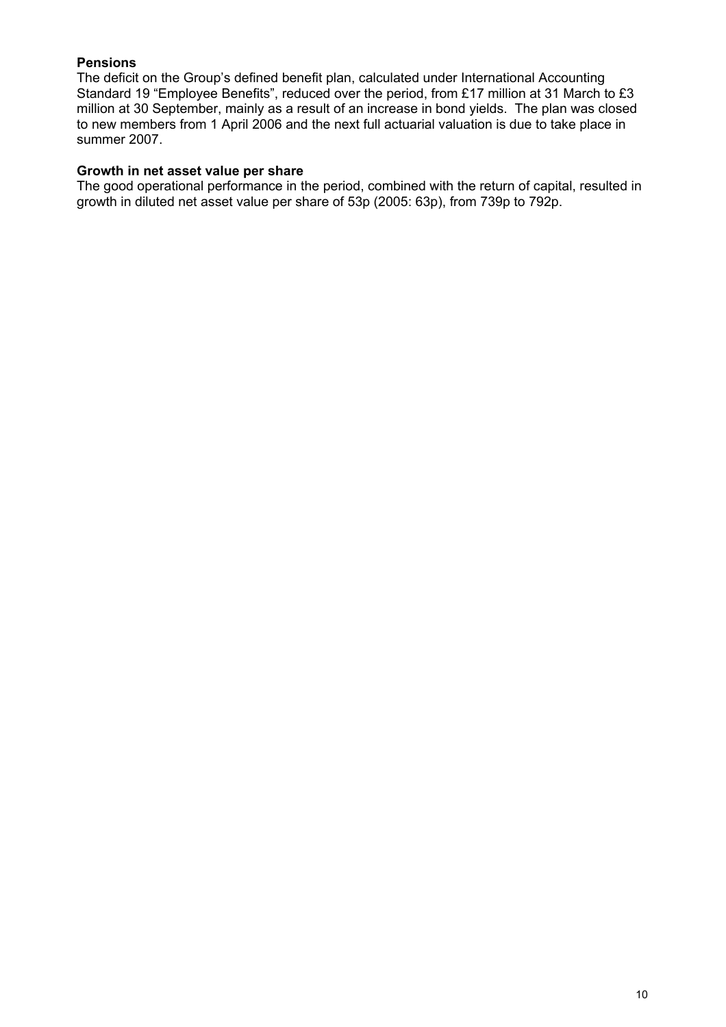**Pensions**

The deficit on the Group's defined benefit plan, calculated under International Accounting Standard 19 "Employee Benefits", reduced over the period, from £17 million at 31 March to £3 million at 30 September, mainly as a result of an increase in bond yields. The plan was closed to new members from 1 April 2006 and the next full actuarial valuation is due to take place in summer 2007.

**Growth in net asset value per share**

The good operational performance in the period, combined with the return of capital, resulted in growth in diluted net asset value per share of 53p (2005: 63p), from 739p to 792p.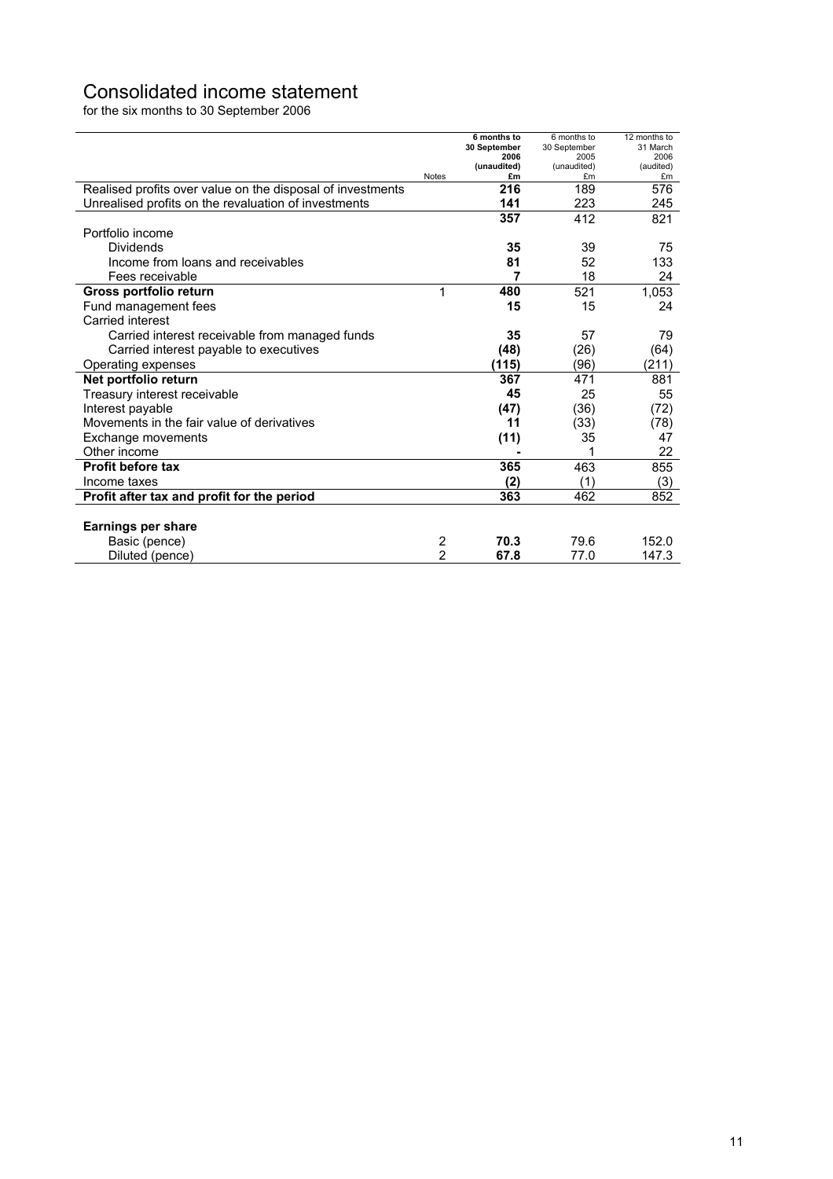# Consolidated income statement

for the six months to 30 September 2006

| | Notes | **6 months to 30 September 2006 (unaudited) £m** | 6 months to 30 September 2005 (unaudited) £m | 12 months to 31 March 2006 (audited) £m |
|---|---|---|---|---|
| Realised profits over value on the disposal of investments | | **216** | 189 | 576 |
| Unrealised profits on the revaluation of investments | | **141** | 223 | 245 |
| | | **357** | 412 | 821 |
| Portfolio income | | | | |
| Dividends | | **35** | 39 | 75 |
| Income from loans and receivables | | **81** | 52 | 133 |
| Fees receivable | | **7** | 18 | 24 |
| **Gross portfolio return** | 1 | **480** | 521 | 1,053 |
| Fund management fees | | **15** | 15 | 24 |
| Carried interest | | | | |
| Carried interest receivable from managed funds | | **35** | 57 | 79 |
| Carried interest payable to executives | | **(48)** | (26) | (64) |
| Operating expenses | | **(115)** | (96) | (211) |
| **Net portfolio return** | | **367** | 471 | 881 |
| Treasury interest receivable | | **45** | 25 | 55 |
| Interest payable | | **(47)** | (36) | (72) |
| Movements in the fair value of derivatives | | **11** | (33) | (78) |
| Exchange movements | | **(11)** | 35 | 47 |
| Other income | | **-** | 1 | 22 |
| **Profit before tax** | | **365** | 463 | 855 |
| Income taxes | | **(2)** | (1) | (3) |
| **Profit after tax and profit for the period** | | **363** | 462 | 852 |
| | | | | |
| **Earnings per share** | | | | |
| Basic (pence) | 2 | **70.3** | 79.6 | 152.0 |
| Diluted (pence) | 2 | **67.8** | 77.0 | 147.3 |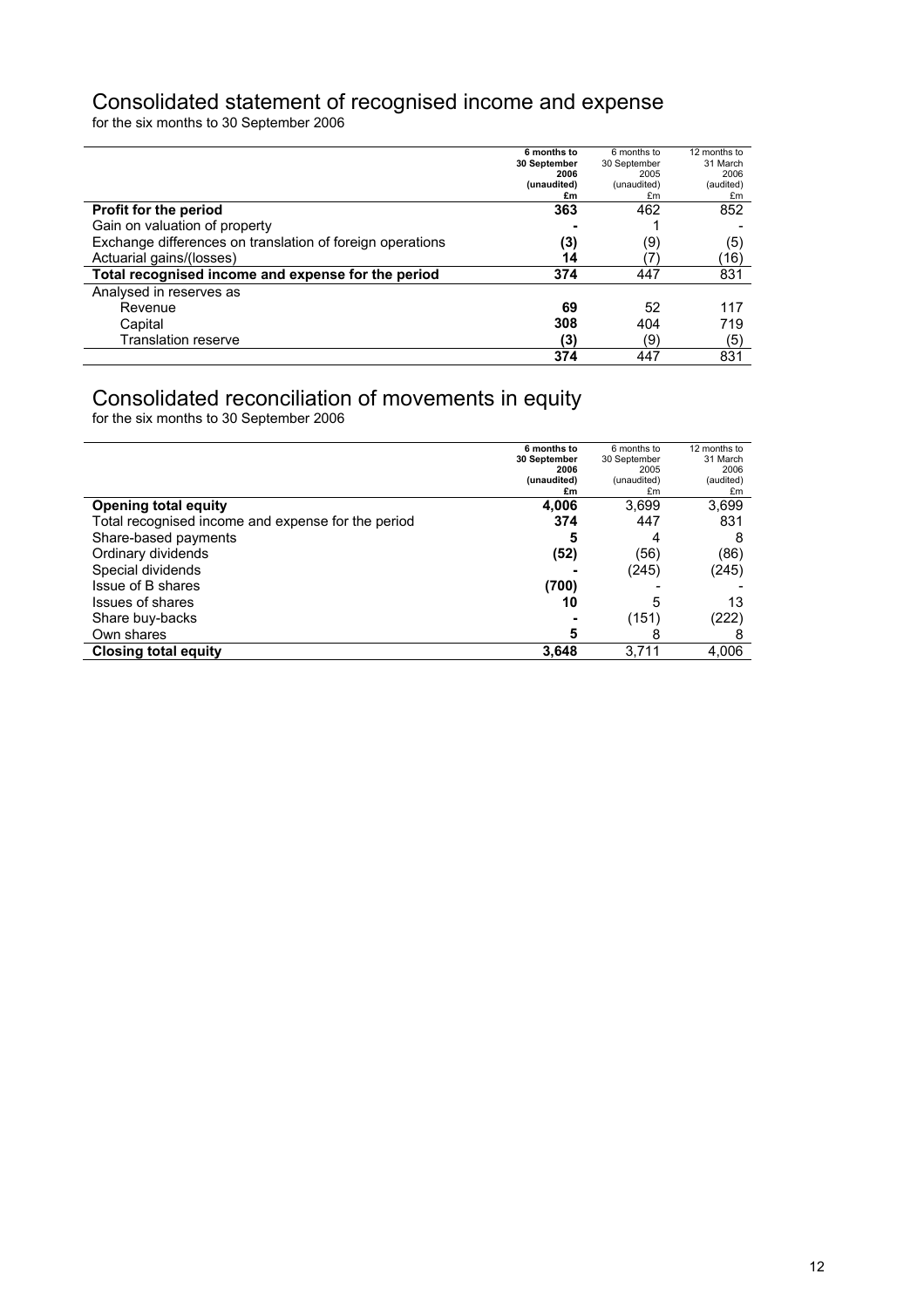# Consolidated statement of recognised income and expense

for the six months to 30 September 2006

| | **6 months to 30 September 2006 (unaudited) £m** | 6 months to 30 September 2005 (unaudited) £m | 12 months to 31 March 2006 (audited) £m |
|---|---|---|---|
| **Profit for the period** | **363** | 462 | 852 |
| Gain on valuation of property | **-** | 1 | - |
| Exchange differences on translation of foreign operations | **(3)** | (9) | (5) |
| Actuarial gains/(losses) | **14** | (7) | (16) |
| **Total recognised income and expense for the period** | **374** | 447 | 831 |
| Analysed in reserves as | | | |
| Revenue | **69** | 52 | 117 |
| Capital | **308** | 404 | 719 |
| Translation reserve | **(3)** | (9) | (5) |
| | **374** | 447 | 831 |

# Consolidated reconciliation of movements in equity

for the six months to 30 September 2006

| | **6 months to 30 September 2006 (unaudited) £m** | 6 months to 30 September 2005 (unaudited) £m | 12 months to 31 March 2006 (audited) £m |
|---|---|---|---|
| **Opening total equity** | **4,006** | 3,699 | 3,699 |
| Total recognised income and expense for the period | **374** | 447 | 831 |
| Share-based payments | **5** | 4 | 8 |
| Ordinary dividends | **(52)** | (56) | (86) |
| Special dividends | **-** | (245) | (245) |
| Issue of B shares | **(700)** | - | - |
| Issues of shares | **10** | 5 | 13 |
| Share buy-backs | **-** | (151) | (222) |
| Own shares | **5** | 8 | 8 |
| **Closing total equity** | **3,648** | 3,711 | 4,006 |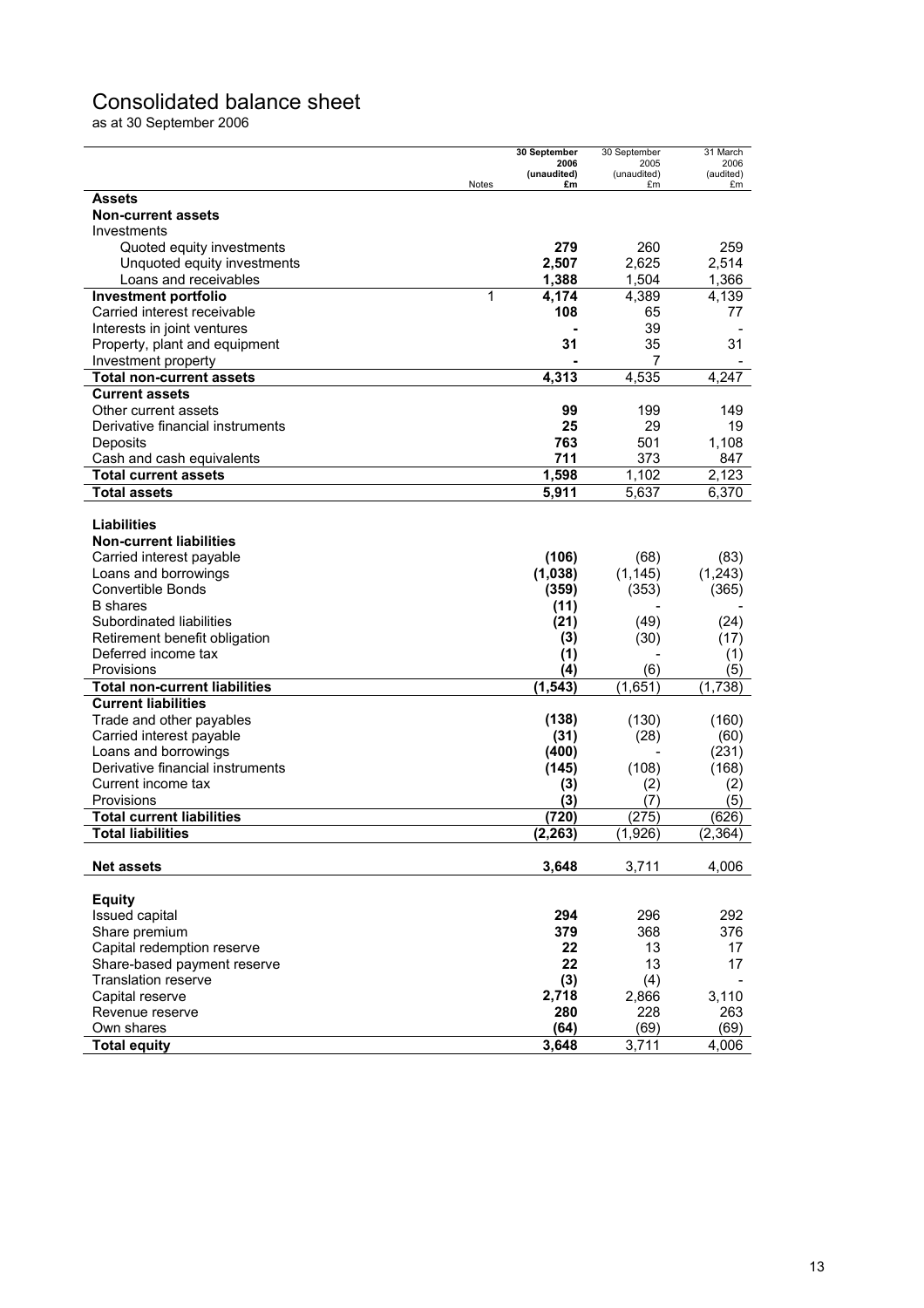# Consolidated balance sheet

as at 30 September 2006

| | Notes | 30 September 2006 (unaudited) £m | 30 September 2005 (unaudited) £m | 31 March 2006 (audited) £m |
|---|---|---|---|---|
| **Assets** | | | | |
| **Non-current assets** | | | | |
| Investments | | | | |
| Quoted equity investments | | **279** | 260 | 259 |
| Unquoted equity investments | | **2,507** | 2,625 | 2,514 |
| Loans and receivables | | **1,388** | 1,504 | 1,366 |
| **Investment portfolio** | 1 | **4,174** | 4,389 | 4,139 |
| Carried interest receivable | | **108** | 65 | 77 |
| Interests in joint ventures | | **-** | 39 | - |
| Property, plant and equipment | | **31** | 35 | 31 |
| Investment property | | **-** | 7 | - |
| **Total non-current assets** | | **4,313** | 4,535 | 4,247 |
| **Current assets** | | | | |
| Other current assets | | **99** | 199 | 149 |
| Derivative financial instruments | | **25** | 29 | 19 |
| Deposits | | **763** | 501 | 1,108 |
| Cash and cash equivalents | | **711** | 373 | 847 |
| **Total current assets** | | **1,598** | 1,102 | 2,123 |
| **Total assets** | | **5,911** | 5,637 | 6,370 |
| | | | | |
| **Liabilities** | | | | |
| **Non-current liabilities** | | | | |
| Carried interest payable | | **(106)** | (68) | (83) |
| Loans and borrowings | | **(1,038)** | (1,145) | (1,243) |
| Convertible Bonds | | **(359)** | (353) | (365) |
| B shares | | **(11)** | - | - |
| Subordinated liabilities | | **(21)** | (49) | (24) |
| Retirement benefit obligation | | **(3)** | (30) | (17) |
| Deferred income tax | | **(1)** | - | (1) |
| Provisions | | **(4)** | (6) | (5) |
| **Total non-current liabilities** | | **(1,543)** | (1,651) | (1,738) |
| **Current liabilities** | | | | |
| Trade and other payables | | **(138)** | (130) | (160) |
| Carried interest payable | | **(31)** | (28) | (60) |
| Loans and borrowings | | **(400)** | - | (231) |
| Derivative financial instruments | | **(145)** | (108) | (168) |
| Current income tax | | **(3)** | (2) | (2) |
| Provisions | | **(3)** | (7) | (5) |
| **Total current liabilities** | | **(720)** | (275) | (626) |
| **Total liabilities** | | **(2,263)** | (1,926) | (2,364) |
| | | | | |
| **Net assets** | | **3,648** | 3,711 | 4,006 |
| | | | | |
| **Equity** | | | | |
| Issued capital | | **294** | 296 | 292 |
| Share premium | | **379** | 368 | 376 |
| Capital redemption reserve | | **22** | 13 | 17 |
| Share-based payment reserve | | **22** | 13 | 17 |
| Translation reserve | | **(3)** | (4) | - |
| Capital reserve | | **2,718** | 2,866 | 3,110 |
| Revenue reserve | | **280** | 228 | 263 |
| Own shares | | **(64)** | (69) | (69) |
| **Total equity** | | **3,648** | 3,711 | 4,006 |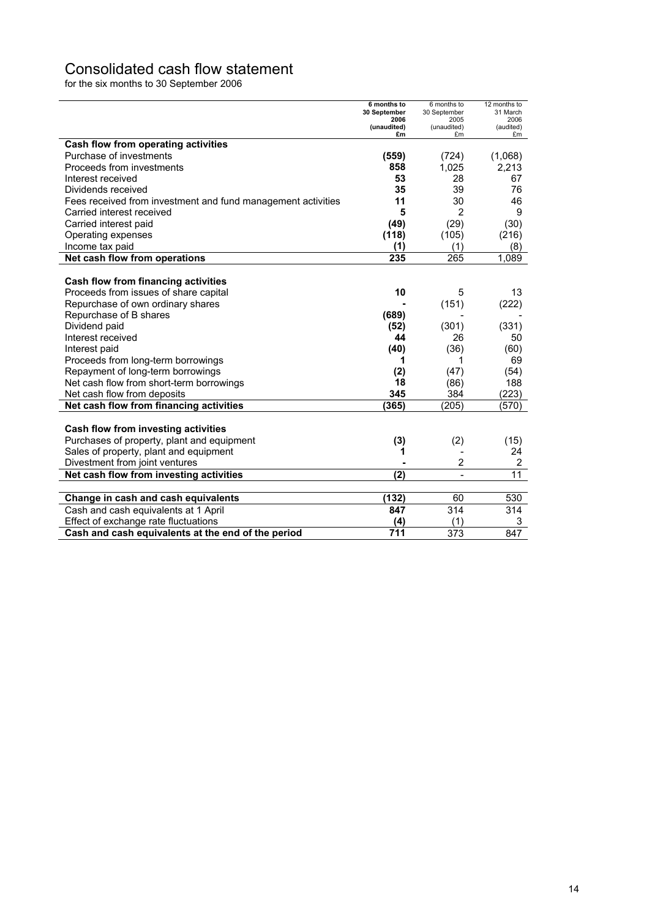# Consolidated cash flow statement

for the six months to 30 September 2006

| | 6 months to 30 September 2006 (unaudited) £m | 6 months to 30 September 2005 (unaudited) £m | 12 months to 31 March 2006 (audited) £m |
|---|---|---|---|
| **Cash flow from operating activities** | | | |
| Purchase of investments | **(559)** | (724) | (1,068) |
| Proceeds from investments | **858** | 1,025 | 2,213 |
| Interest received | **53** | 28 | 67 |
| Dividends received | **35** | 39 | 76 |
| Fees received from investment and fund management activities | **11** | 30 | 46 |
| Carried interest received | **5** | 2 | 9 |
| Carried interest paid | **(49)** | (29) | (30) |
| Operating expenses | **(118)** | (105) | (216) |
| Income tax paid | **(1)** | (1) | (8) |
| **Net cash flow from operations** | **235** | 265 | 1,089 |
| | | | |
| **Cash flow from financing activities** | | | |
| Proceeds from issues of share capital | **10** | 5 | 13 |
| Repurchase of own ordinary shares | **-** | (151) | (222) |
| Repurchase of B shares | **(689)** | - | - |
| Dividend paid | **(52)** | (301) | (331) |
| Interest received | **44** | 26 | 50 |
| Interest paid | **(40)** | (36) | (60) |
| Proceeds from long-term borrowings | **1** | 1 | 69 |
| Repayment of long-term borrowings | **(2)** | (47) | (54) |
| Net cash flow from short-term borrowings | **18** | (86) | 188 |
| Net cash flow from deposits | **345** | 384 | (223) |
| **Net cash flow from financing activities** | **(365)** | (205) | (570) |
| | | | |
| **Cash flow from investing activities** | | | |
| Purchases of property, plant and equipment | **(3)** | (2) | (15) |
| Sales of property, plant and equipment | **1** | - | 24 |
| Divestment from joint ventures | **-** | 2 | 2 |
| **Net cash flow from investing activities** | **(2)** | - | 11 |
| | | | |
| **Change in cash and cash equivalents** | **(132)** | 60 | 530 |
| Cash and cash equivalents at 1 April | **847** | 314 | 314 |
| Effect of exchange rate fluctuations | **(4)** | (1) | 3 |
| **Cash and cash equivalents at the end of the period** | **711** | 373 | 847 |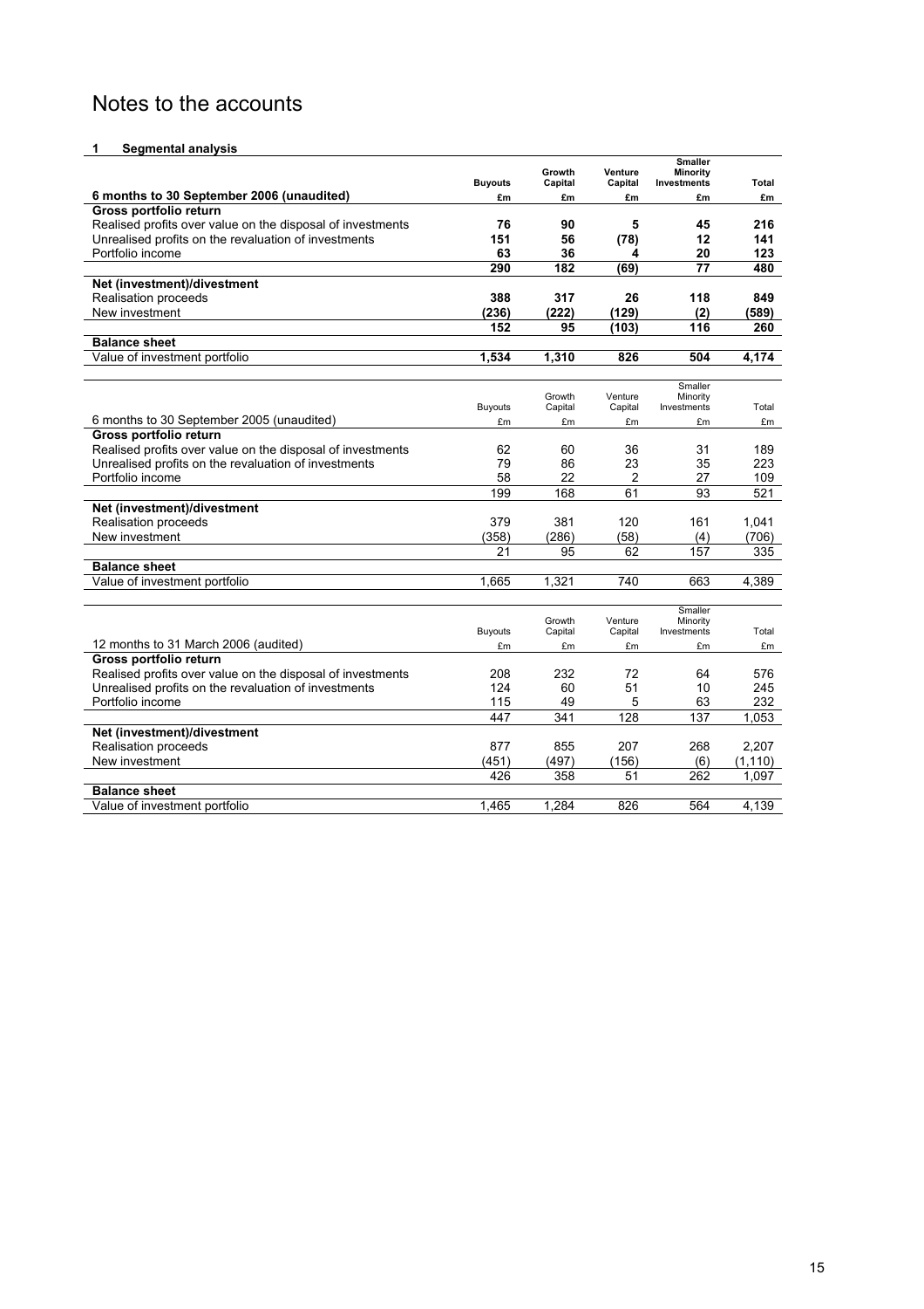# Notes to the accounts

## 1 Segmental analysis

| 6 months to 30 September 2006 (unaudited) | Buyouts £m | Growth Capital £m | Venture Capital £m | Smaller Minority Investments £m | Total £m |
|---|---|---|---|---|---|
| **Gross portfolio return** | | | | | |
| Realised profits over value on the disposal of investments | **76** | **90** | **5** | **45** | **216** |
| Unrealised profits on the revaluation of investments | **151** | **56** | **(78)** | **12** | **141** |
| Portfolio income | **63** | **36** | **4** | **20** | **123** |
| | **290** | **182** | **(69)** | **77** | **480** |
| **Net (investment)/divestment** | | | | | |
| Realisation proceeds | **388** | **317** | **26** | **118** | **849** |
| New investment | **(236)** | **(222)** | **(129)** | **(2)** | **(589)** |
| | **152** | **95** | **(103)** | **116** | **260** |
| **Balance sheet** | | | | | |
| Value of investment portfolio | **1,534** | **1,310** | **826** | **504** | **4,174** |

| 6 months to 30 September 2005 (unaudited) | Buyouts £m | Growth Capital £m | Venture Capital £m | Smaller Minority Investments £m | Total £m |
|---|---|---|---|---|---|
| **Gross portfolio return** | | | | | |
| Realised profits over value on the disposal of investments | 62 | 60 | 36 | 31 | 189 |
| Unrealised profits on the revaluation of investments | 79 | 86 | 23 | 35 | 223 |
| Portfolio income | 58 | 22 | 2 | 27 | 109 |
| | 199 | 168 | 61 | 93 | 521 |
| **Net (investment)/divestment** | | | | | |
| Realisation proceeds | 379 | 381 | 120 | 161 | 1,041 |
| New investment | (358) | (286) | (58) | (4) | (706) |
| | 21 | 95 | 62 | 157 | 335 |
| **Balance sheet** | | | | | |
| Value of investment portfolio | 1,665 | 1,321 | 740 | 663 | 4,389 |

| 12 months to 31 March 2006 (audited) | Buyouts £m | Growth Capital £m | Venture Capital £m | Smaller Minority Investments £m | Total £m |
|---|---|---|---|---|---|
| **Gross portfolio return** | | | | | |
| Realised profits over value on the disposal of investments | 208 | 232 | 72 | 64 | 576 |
| Unrealised profits on the revaluation of investments | 124 | 60 | 51 | 10 | 245 |
| Portfolio income | 115 | 49 | 5 | 63 | 232 |
| | 447 | 341 | 128 | 137 | 1,053 |
| **Net (investment)/divestment** | | | | | |
| Realisation proceeds | 877 | 855 | 207 | 268 | 2,207 |
| New investment | (451) | (497) | (156) | (6) | (1,110) |
| | 426 | 358 | 51 | 262 | 1,097 |
| **Balance sheet** | | | | | |
| Value of investment portfolio | 1,465 | 1,284 | 826 | 564 | 4,139 |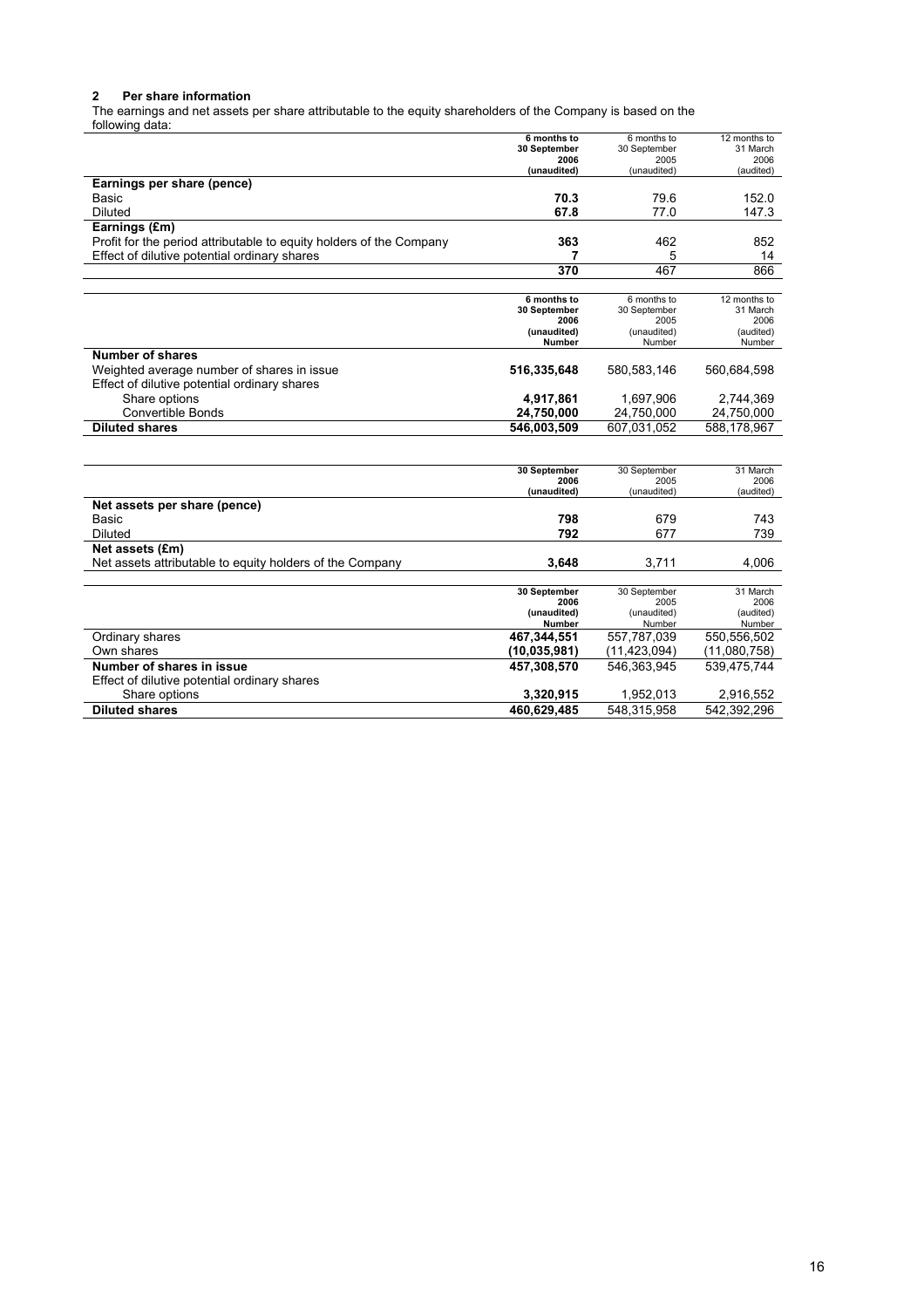## 2 Per share information

The earnings and net assets per share attributable to the equity shareholders of the Company is based on the following data:

| | 6 months to 30 September 2006 (unaudited) | 6 months to 30 September 2005 (unaudited) | 12 months to 31 March 2006 (audited) |
|---|---|---|---|
| **Earnings per share (pence)** | | | |
| Basic | **70.3** | 79.6 | 152.0 |
| Diluted | **67.8** | 77.0 | 147.3 |
| **Earnings (£m)** | | | |
| Profit for the period attributable to equity holders of the Company | **363** | 462 | 852 |
| Effect of dilutive potential ordinary shares | **7** | 5 | 14 |
| | **370** | 467 | 866 |

| | 6 months to 30 September 2006 (unaudited) Number | 6 months to 30 September 2005 (unaudited) Number | 12 months to 31 March 2006 (audited) Number |
|---|---|---|---|
| **Number of shares** | | | |
| Weighted average number of shares in issue | **516,335,648** | 580,583,146 | 560,684,598 |
| Effect of dilutive potential ordinary shares | | | |
| Share options | **4,917,861** | 1,697,906 | 2,744,369 |
| Convertible Bonds | **24,750,000** | 24,750,000 | 24,750,000 |
| **Diluted shares** | **546,003,509** | 607,031,052 | 588,178,967 |

| | 30 September 2006 (unaudited) | 30 September 2005 (unaudited) | 31 March 2006 (audited) |
|---|---|---|---|
| **Net assets per share (pence)** | | | |
| Basic | **798** | 679 | 743 |
| Diluted | **792** | 677 | 739 |
| **Net assets (£m)** | | | |
| Net assets attributable to equity holders of the Company | **3,648** | 3,711 | 4,006 |

| | 30 September 2006 (unaudited) Number | 30 September 2005 (unaudited) Number | 31 March 2006 (audited) Number |
|---|---|---|---|
| Ordinary shares | **467,344,551** | 557,787,039 | 550,556,502 |
| Own shares | **(10,035,981)** | (11,423,094) | (11,080,758) |
| **Number of shares in issue** | **457,308,570** | 546,363,945 | 539,475,744 |
| Effect of dilutive potential ordinary shares | | | |
| Share options | **3,320,915** | 1,952,013 | 2,916,552 |
| **Diluted shares** | **460,629,485** | 548,315,958 | 542,392,296 |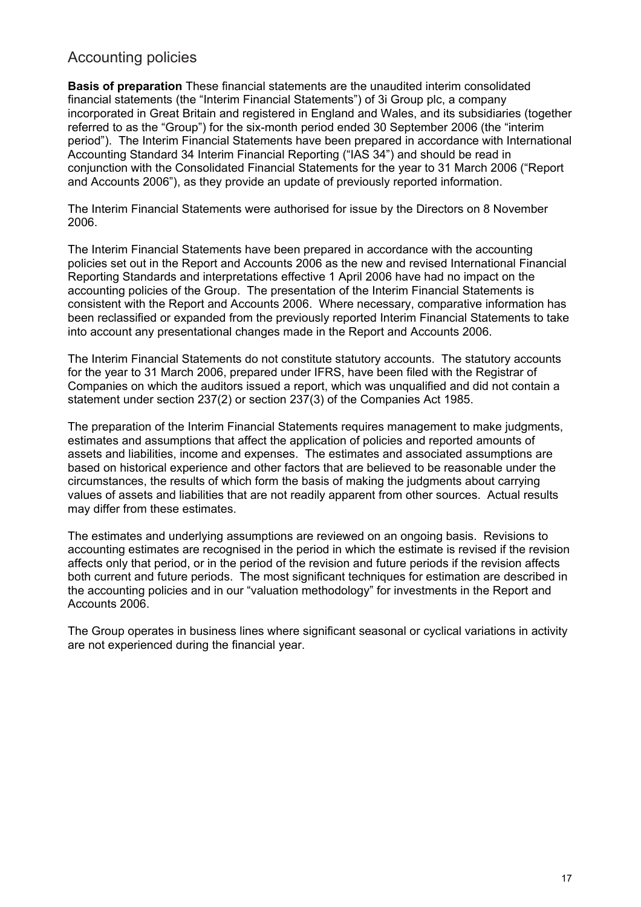# Accounting policies

**Basis of preparation** These financial statements are the unaudited interim consolidated financial statements (the "Interim Financial Statements") of 3i Group plc, a company incorporated in Great Britain and registered in England and Wales, and its subsidiaries (together referred to as the "Group") for the six-month period ended 30 September 2006 (the "interim period"). The Interim Financial Statements have been prepared in accordance with International Accounting Standard 34 Interim Financial Reporting ("IAS 34") and should be read in conjunction with the Consolidated Financial Statements for the year to 31 March 2006 ("Report and Accounts 2006"), as they provide an update of previously reported information.

The Interim Financial Statements were authorised for issue by the Directors on 8 November 2006.

The Interim Financial Statements have been prepared in accordance with the accounting policies set out in the Report and Accounts 2006 as the new and revised International Financial Reporting Standards and interpretations effective 1 April 2006 have had no impact on the accounting policies of the Group. The presentation of the Interim Financial Statements is consistent with the Report and Accounts 2006. Where necessary, comparative information has been reclassified or expanded from the previously reported Interim Financial Statements to take into account any presentational changes made in the Report and Accounts 2006.

The Interim Financial Statements do not constitute statutory accounts. The statutory accounts for the year to 31 March 2006, prepared under IFRS, have been filed with the Registrar of Companies on which the auditors issued a report, which was unqualified and did not contain a statement under section 237(2) or section 237(3) of the Companies Act 1985.

The preparation of the Interim Financial Statements requires management to make judgments, estimates and assumptions that affect the application of policies and reported amounts of assets and liabilities, income and expenses. The estimates and associated assumptions are based on historical experience and other factors that are believed to be reasonable under the circumstances, the results of which form the basis of making the judgments about carrying values of assets and liabilities that are not readily apparent from other sources. Actual results may differ from these estimates.

The estimates and underlying assumptions are reviewed on an ongoing basis. Revisions to accounting estimates are recognised in the period in which the estimate is revised if the revision affects only that period, or in the period of the revision and future periods if the revision affects both current and future periods. The most significant techniques for estimation are described in the accounting policies and in our "valuation methodology" for investments in the Report and Accounts 2006.

The Group operates in business lines where significant seasonal or cyclical variations in activity are not experienced during the financial year.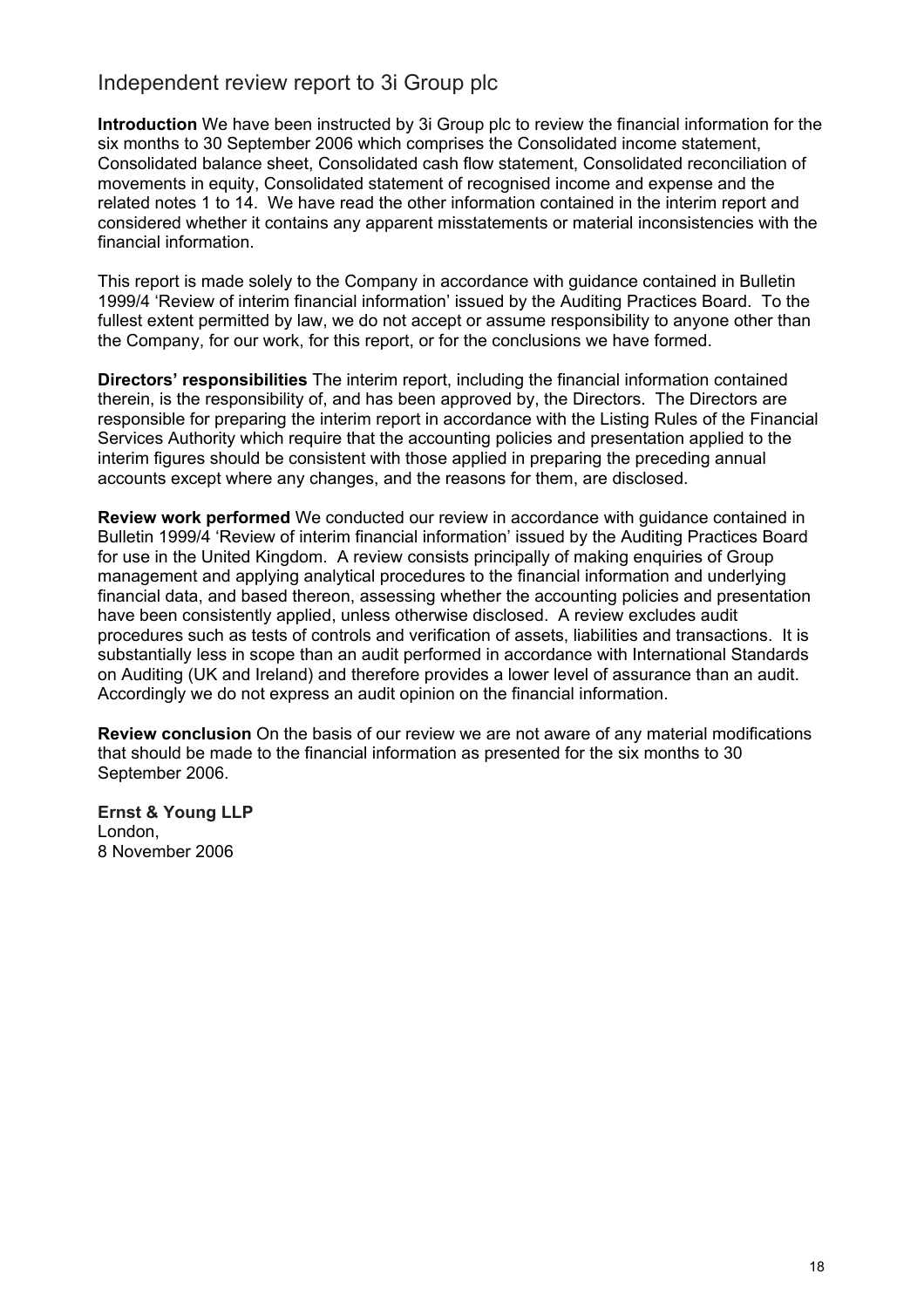# Independent review report to 3i Group plc

**Introduction** We have been instructed by 3i Group plc to review the financial information for the six months to 30 September 2006 which comprises the Consolidated income statement, Consolidated balance sheet, Consolidated cash flow statement, Consolidated reconciliation of movements in equity, Consolidated statement of recognised income and expense and the related notes 1 to 14. We have read the other information contained in the interim report and considered whether it contains any apparent misstatements or material inconsistencies with the financial information.

This report is made solely to the Company in accordance with guidance contained in Bulletin 1999/4 'Review of interim financial information' issued by the Auditing Practices Board. To the fullest extent permitted by law, we do not accept or assume responsibility to anyone other than the Company, for our work, for this report, or for the conclusions we have formed.

**Directors' responsibilities** The interim report, including the financial information contained therein, is the responsibility of, and has been approved by, the Directors. The Directors are responsible for preparing the interim report in accordance with the Listing Rules of the Financial Services Authority which require that the accounting policies and presentation applied to the interim figures should be consistent with those applied in preparing the preceding annual accounts except where any changes, and the reasons for them, are disclosed.

**Review work performed** We conducted our review in accordance with guidance contained in Bulletin 1999/4 'Review of interim financial information' issued by the Auditing Practices Board for use in the United Kingdom. A review consists principally of making enquiries of Group management and applying analytical procedures to the financial information and underlying financial data, and based thereon, assessing whether the accounting policies and presentation have been consistently applied, unless otherwise disclosed. A review excludes audit procedures such as tests of controls and verification of assets, liabilities and transactions. It is substantially less in scope than an audit performed in accordance with International Standards on Auditing (UK and Ireland) and therefore provides a lower level of assurance than an audit. Accordingly we do not express an audit opinion on the financial information.

**Review conclusion** On the basis of our review we are not aware of any material modifications that should be made to the financial information as presented for the six months to 30 September 2006.

**Ernst & Young LLP**
London,
8 November 2006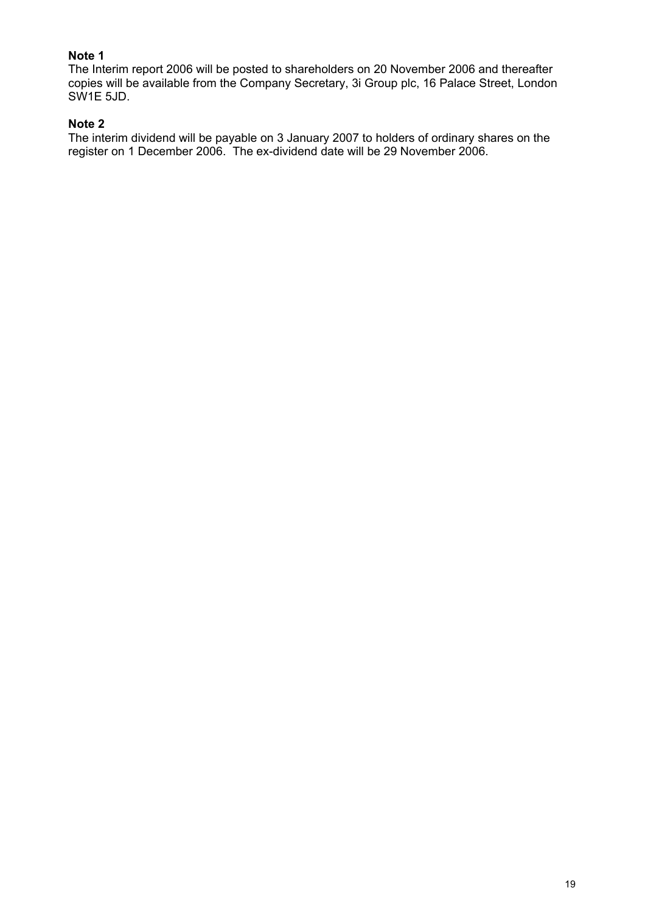**Note 1**

The Interim report 2006 will be posted to shareholders on 20 November 2006 and thereafter copies will be available from the Company Secretary, 3i Group plc, 16 Palace Street, London SW1E 5JD.

**Note 2**

The interim dividend will be payable on 3 January 2007 to holders of ordinary shares on the register on 1 December 2006. The ex-dividend date will be 29 November 2006.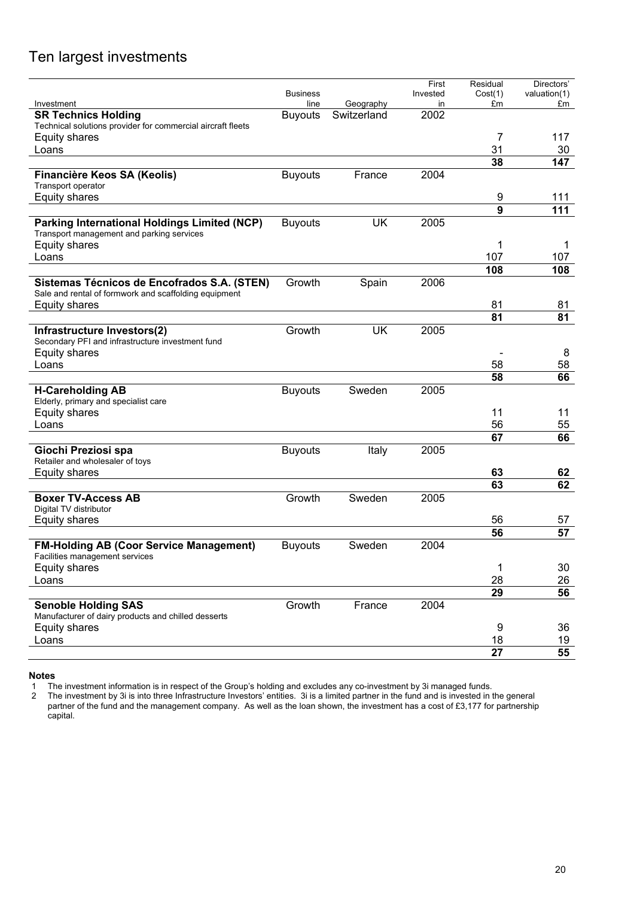# Ten largest investments

| Investment | Business line | Geography | First Invested in | Residual Cost(1) £m | Directors' valuation(1) £m |
|---|---|---|---|---|---|
| **SR Technics Holding** | Buyouts | Switzerland | 2002 | | |
| Technical solutions provider for commercial aircraft fleets | | | | | |
| Equity shares | | | | 7 | 117 |
| Loans | | | | 31 | 30 |
| | | | | **38** | **147** |
| **Financière Keos SA (Keolis)** | Buyouts | France | 2004 | | |
| Transport operator | | | | | |
| Equity shares | | | | 9 | 111 |
| | | | | **9** | **111** |
| **Parking International Holdings Limited (NCP)** | Buyouts | UK | 2005 | | |
| Transport management and parking services | | | | | |
| Equity shares | | | | 1 | 1 |
| Loans | | | | 107 | 107 |
| | | | | **108** | **108** |
| **Sistemas Técnicos de Encofrados S.A. (STEN)** | Growth | Spain | 2006 | | |
| Sale and rental of formwork and scaffolding equipment | | | | | |
| Equity shares | | | | 81 | 81 |
| | | | | **81** | **81** |
| **Infrastructure Investors(2)** | Growth | UK | 2005 | | |
| Secondary PFI and infrastructure investment fund | | | | | |
| Equity shares | | | | - | 8 |
| Loans | | | | 58 | 58 |
| | | | | **58** | **66** |
| **H-Careholding AB** | Buyouts | Sweden | 2005 | | |
| Elderly, primary and specialist care | | | | | |
| Equity shares | | | | 11 | 11 |
| Loans | | | | 56 | 55 |
| | | | | **67** | **66** |
| **Giochi Preziosi spa** | Buyouts | Italy | 2005 | | |
| Retailer and wholesaler of toys | | | | | |
| Equity shares | | | | **63** | **62** |
| | | | | **63** | **62** |
| **Boxer TV-Access AB** | Growth | Sweden | 2005 | | |
| Digital TV distributor | | | | | |
| Equity shares | | | | 56 | 57 |
| | | | | **56** | **57** |
| **FM-Holding AB (Coor Service Management)** | Buyouts | Sweden | 2004 | | |
| Facilities management services | | | | | |
| Equity shares | | | | 1 | 30 |
| Loans | | | | 28 | 26 |
| | | | | **29** | **56** |
| **Senoble Holding SAS** | Growth | France | 2004 | | |
| Manufacturer of dairy products and chilled desserts | | | | | |
| Equity shares | | | | 9 | 36 |
| Loans | | | | 18 | 19 |
| | | | | **27** | **55** |

**Notes**

1 The investment information is in respect of the Group's holding and excludes any co-investment by 3i managed funds.

2 The investment by 3i is into three Infrastructure Investors' entities. 3i is a limited partner in the fund and is invested in the general partner of the fund and the management company. As well as the loan shown, the investment has a cost of £3,177 for partnership capital.